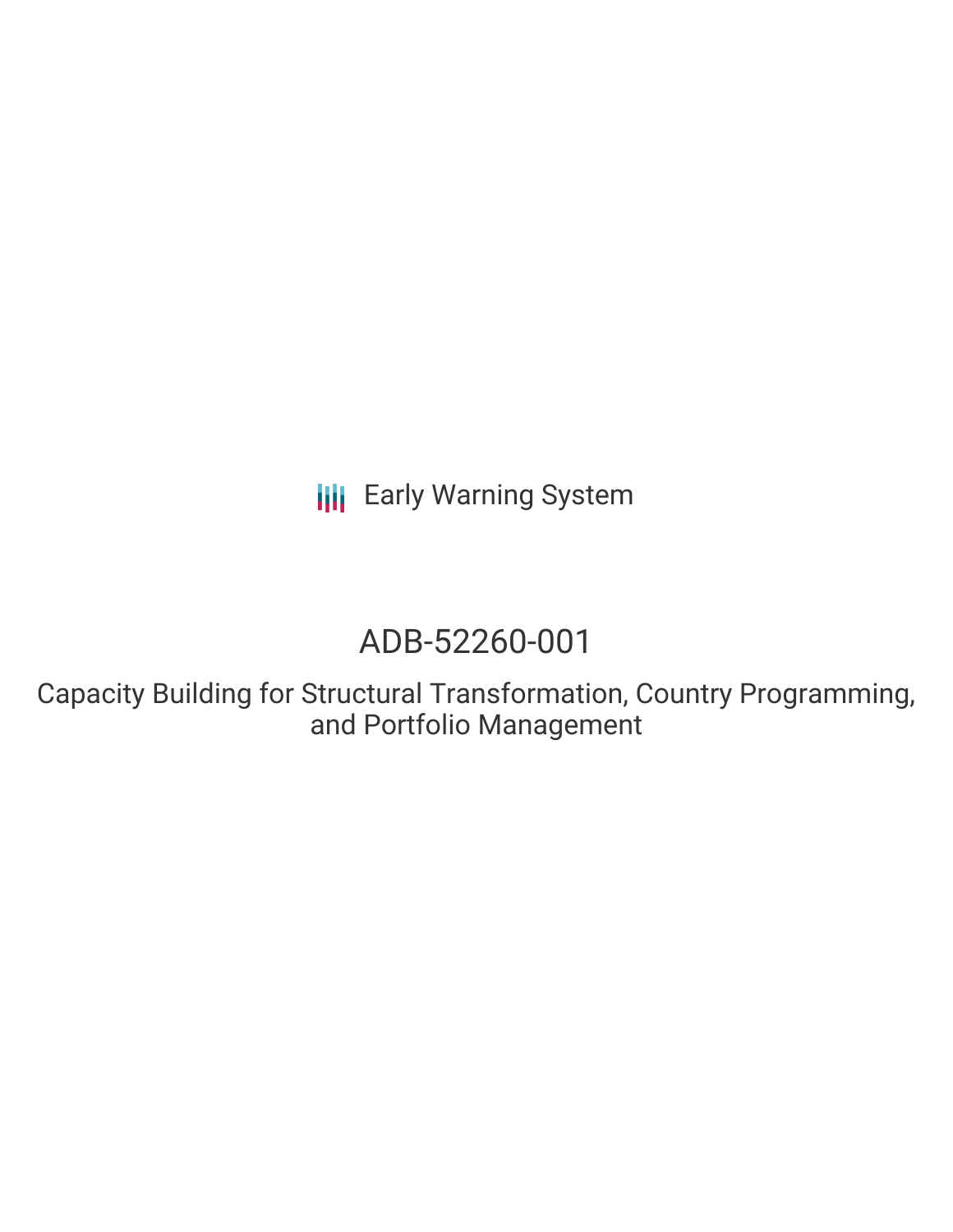Early Warning System

# ADB-52260-001

## Capacity Building for Structural Transformation, Country Programming, and Portfolio Management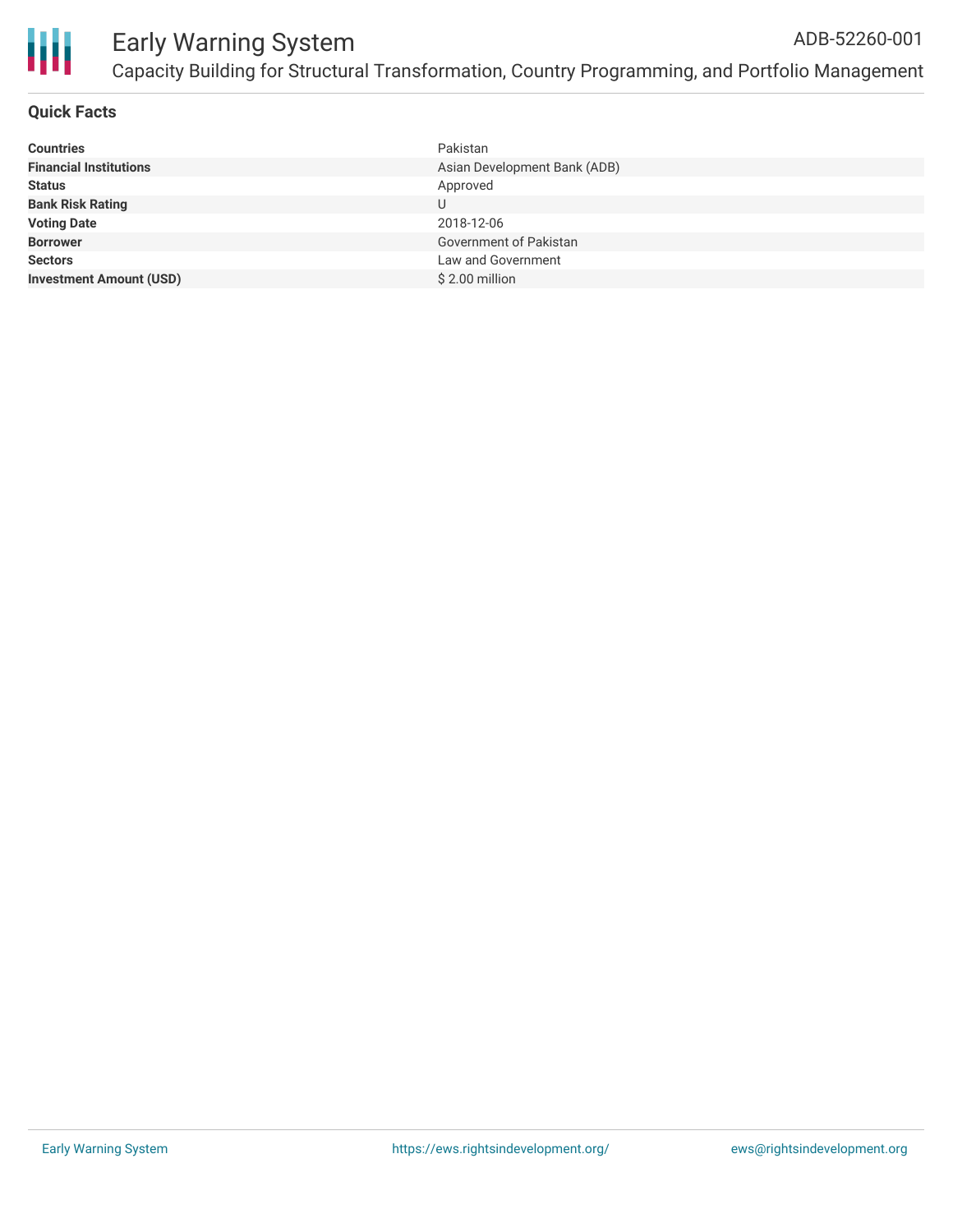## Quick Facts

| | |
|---|---|
| **Countries** | Pakistan |
| **Financial Institutions** | Asian Development Bank (ADB) |
| **Status** | Approved |
| **Bank Risk Rating** | U |
| **Voting Date** | 2018-12-06 |
| **Borrower** | Government of Pakistan |
| **Sectors** | Law and Government |
| **Investment Amount (USD)** | $ 2.00 million |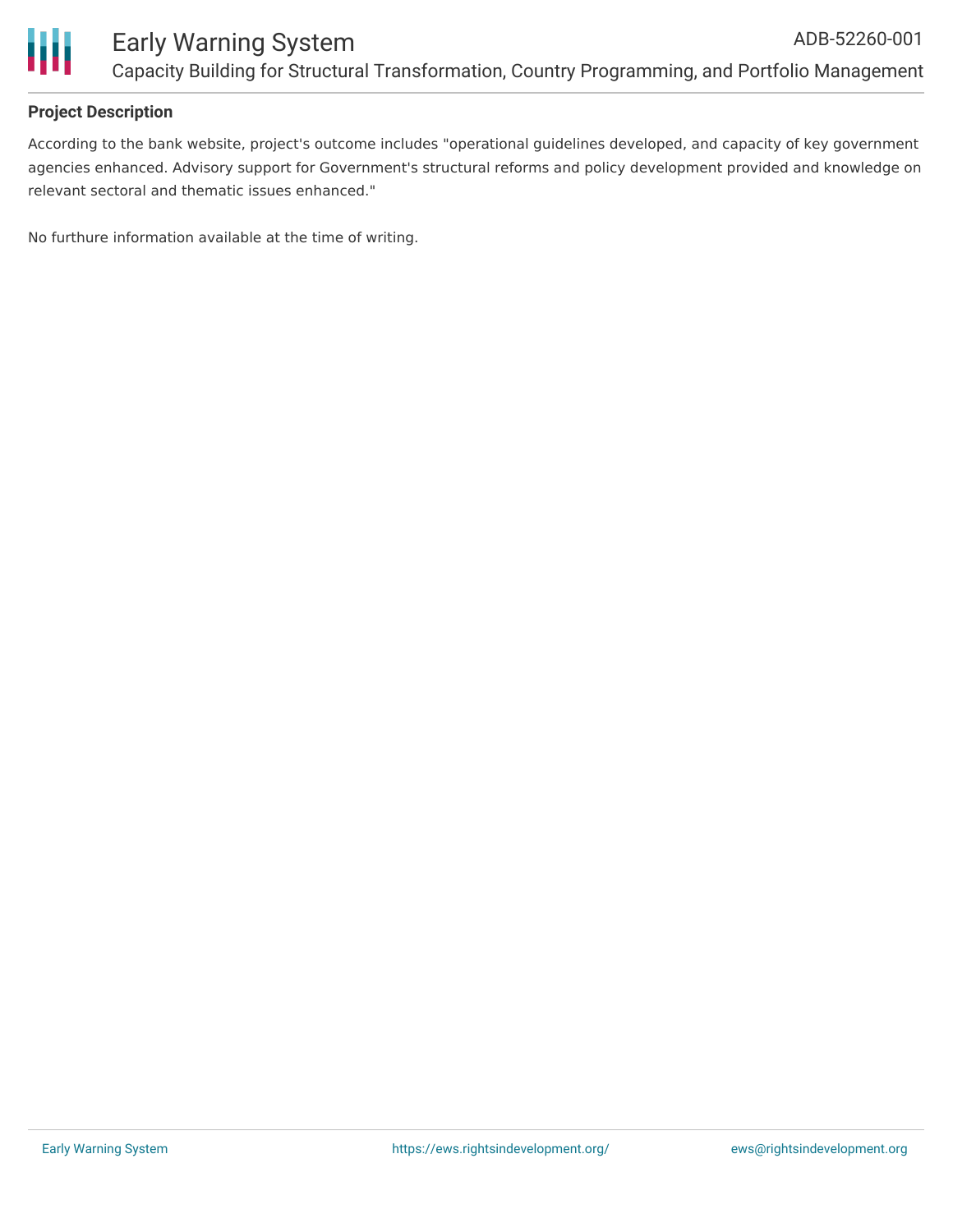## Project Description

According to the bank website, project's outcome includes "operational guidelines developed, and capacity of key government agencies enhanced. Advisory support for Government's structural reforms and policy development provided and knowledge on relevant sectoral and thematic issues enhanced."

No furthure information available at the time of writing.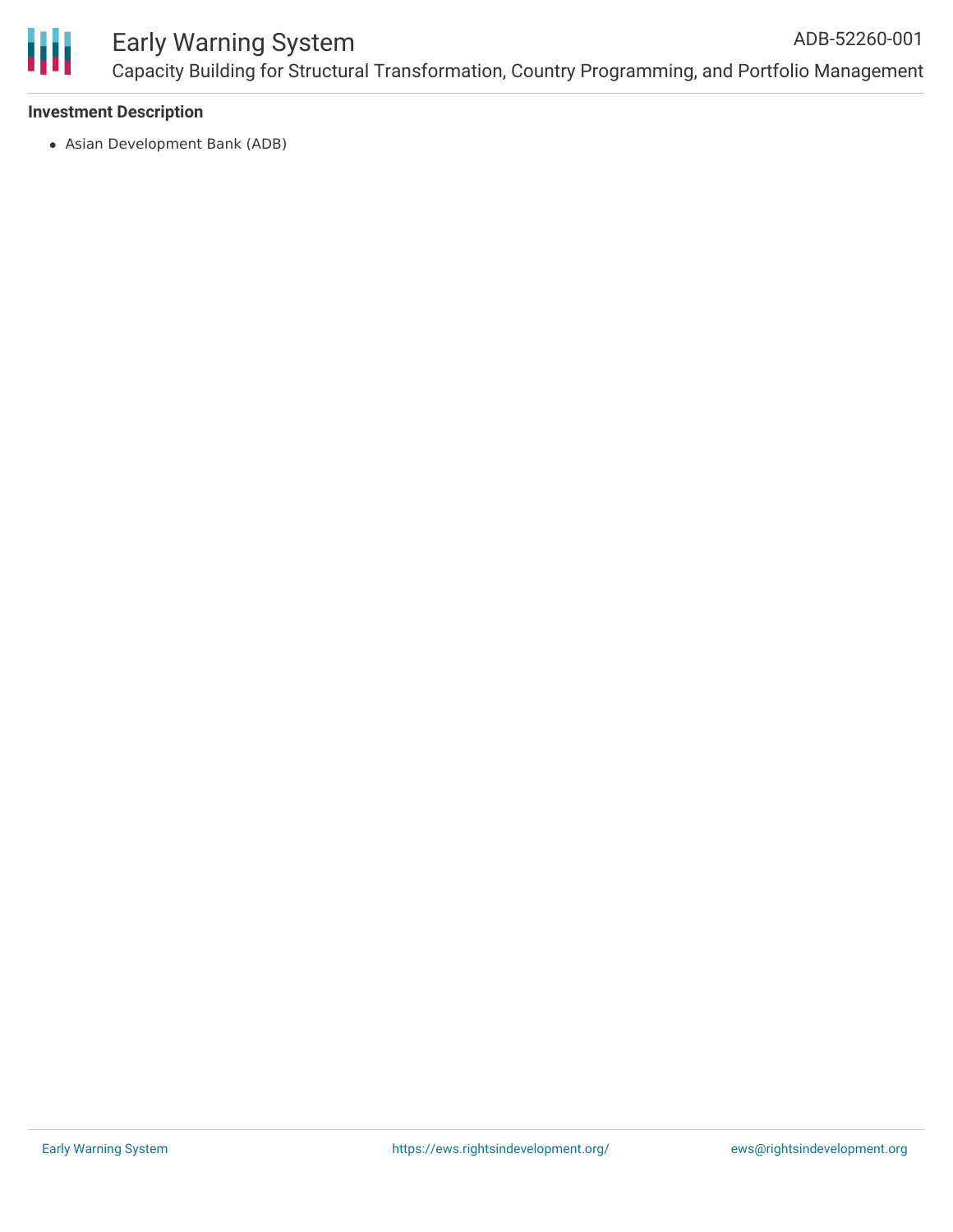### Investment Description

- Asian Development Bank (ADB)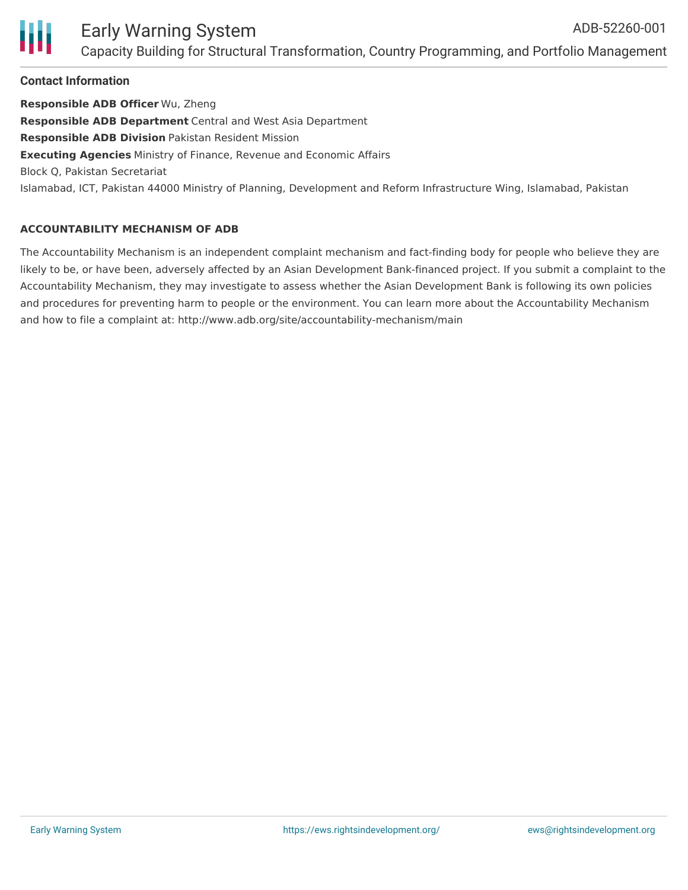## Contact Information

**Responsible ADB Officer** Wu, Zheng
**Responsible ADB Department** Central and West Asia Department
**Responsible ADB Division** Pakistan Resident Mission
**Executing Agencies** Ministry of Finance, Revenue and Economic Affairs
Block Q, Pakistan Secretariat
Islamabad, ICT, Pakistan 44000 Ministry of Planning, Development and Reform Infrastructure Wing, Islamabad, Pakistan

### ACCOUNTABILITY MECHANISM OF ADB

The Accountability Mechanism is an independent complaint mechanism and fact-finding body for people who believe they are likely to be, or have been, adversely affected by an Asian Development Bank-financed project. If you submit a complaint to the Accountability Mechanism, they may investigate to assess whether the Asian Development Bank is following its own policies and procedures for preventing harm to people or the environment. You can learn more about the Accountability Mechanism and how to file a complaint at: http://www.adb.org/site/accountability-mechanism/main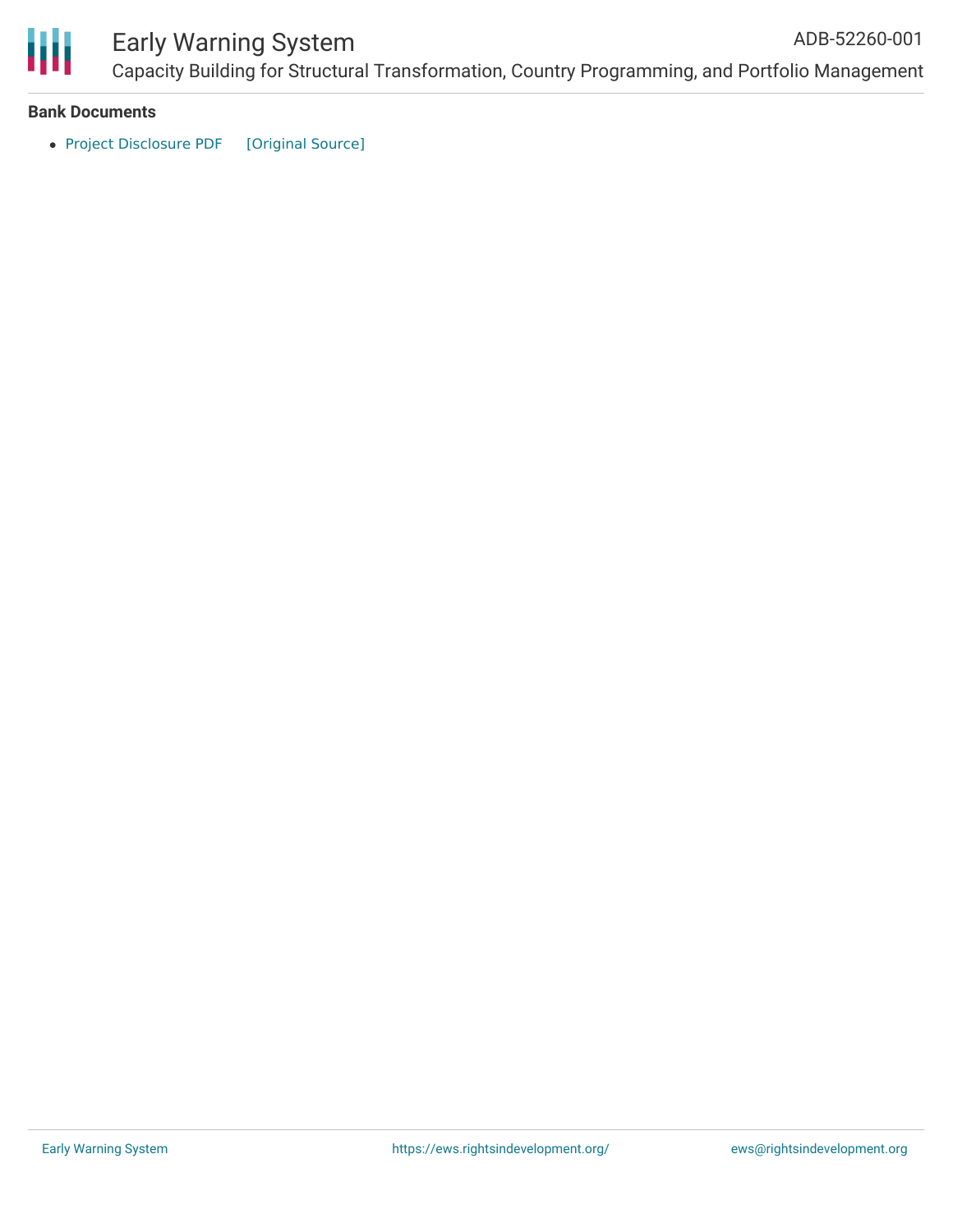**Bank Documents**

- Project Disclosure PDF [Original Source]